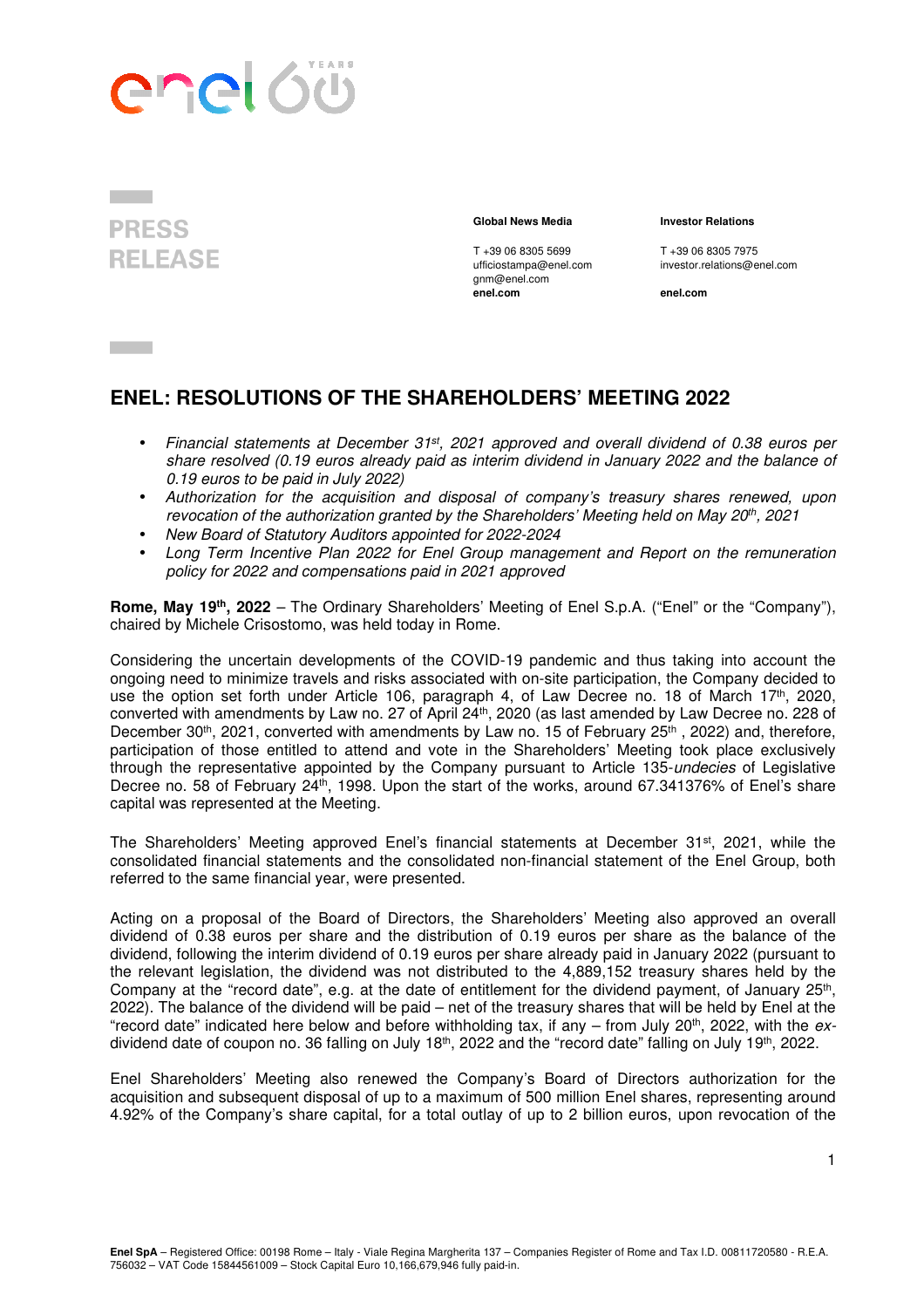PRESS RELEASE

**Global News Media**

T +39 06 8305 5699
ufficiostampa@enel.com
gnm@enel.com
**enel.com**

**Investor Relations**

T +39 06 8305 7975
investor.relations@enel.com

**enel.com**

# ENEL: RESOLUTIONS OF THE SHAREHOLDERS' MEETING 2022

- *Financial statements at December 31st, 2021 approved and overall dividend of 0.38 euros per share resolved (0.19 euros already paid as interim dividend in January 2022 and the balance of 0.19 euros to be paid in July 2022)*
- *Authorization for the acquisition and disposal of company's treasury shares renewed, upon revocation of the authorization granted by the Shareholders' Meeting held on May 20th, 2021*
- *New Board of Statutory Auditors appointed for 2022-2024*
- *Long Term Incentive Plan 2022 for Enel Group management and Report on the remuneration policy for 2022 and compensations paid in 2021 approved*

**Rome, May 19th, 2022** – The Ordinary Shareholders' Meeting of Enel S.p.A. ("Enel" or the "Company"), chaired by Michele Crisostomo, was held today in Rome.

Considering the uncertain developments of the COVID-19 pandemic and thus taking into account the ongoing need to minimize travels and risks associated with on-site participation, the Company decided to use the option set forth under Article 106, paragraph 4, of Law Decree no. 18 of March 17th, 2020, converted with amendments by Law no. 27 of April 24th, 2020 (as last amended by Law Decree no. 228 of December 30th, 2021, converted with amendments by Law no. 15 of February 25th , 2022) and, therefore, participation of those entitled to attend and vote in the Shareholders' Meeting took place exclusively through the representative appointed by the Company pursuant to Article 135-*undecies* of Legislative Decree no. 58 of February 24th, 1998. Upon the start of the works, around 67.341376% of Enel's share capital was represented at the Meeting.

The Shareholders' Meeting approved Enel's financial statements at December 31st, 2021, while the consolidated financial statements and the consolidated non-financial statement of the Enel Group, both referred to the same financial year, were presented.

Acting on a proposal of the Board of Directors, the Shareholders' Meeting also approved an overall dividend of 0.38 euros per share and the distribution of 0.19 euros per share as the balance of the dividend, following the interim dividend of 0.19 euros per share already paid in January 2022 (pursuant to the relevant legislation, the dividend was not distributed to the 4,889,152 treasury shares held by the Company at the "record date", e.g. at the date of entitlement for the dividend payment, of January 25th, 2022). The balance of the dividend will be paid – net of the treasury shares that will be held by Enel at the "record date" indicated here below and before withholding tax, if any – from July 20th, 2022, with the *ex*-dividend date of coupon no. 36 falling on July 18th, 2022 and the "record date" falling on July 19th, 2022.

Enel Shareholders' Meeting also renewed the Company's Board of Directors authorization for the acquisition and subsequent disposal of up to a maximum of 500 million Enel shares, representing around 4.92% of the Company's share capital, for a total outlay of up to 2 billion euros, upon revocation of the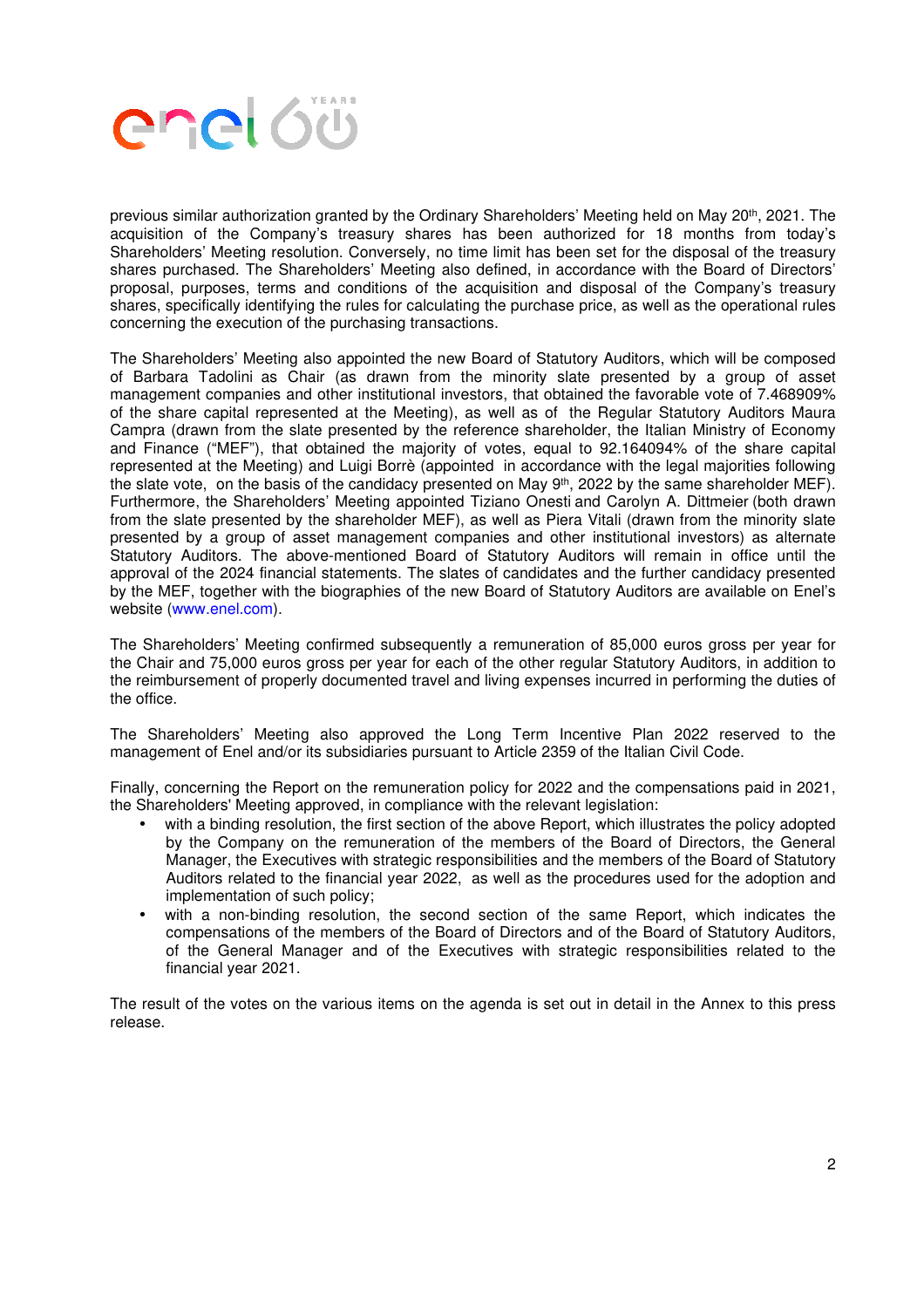previous similar authorization granted by the Ordinary Shareholders' Meeting held on May 20th, 2021. The acquisition of the Company's treasury shares has been authorized for 18 months from today's Shareholders' Meeting resolution. Conversely, no time limit has been set for the disposal of the treasury shares purchased. The Shareholders' Meeting also defined, in accordance with the Board of Directors' proposal, purposes, terms and conditions of the acquisition and disposal of the Company's treasury shares, specifically identifying the rules for calculating the purchase price, as well as the operational rules concerning the execution of the purchasing transactions.

The Shareholders' Meeting also appointed the new Board of Statutory Auditors, which will be composed of Barbara Tadolini as Chair (as drawn from the minority slate presented by a group of asset management companies and other institutional investors, that obtained the favorable vote of 7.468909% of the share capital represented at the Meeting), as well as of the Regular Statutory Auditors Maura Campra (drawn from the slate presented by the reference shareholder, the Italian Ministry of Economy and Finance ("MEF"), that obtained the majority of votes, equal to 92.164094% of the share capital represented at the Meeting) and Luigi Borrè (appointed in accordance with the legal majorities following the slate vote, on the basis of the candidacy presented on May 9th, 2022 by the same shareholder MEF). Furthermore, the Shareholders' Meeting appointed Tiziano Onesti and Carolyn A. Dittmeier (both drawn from the slate presented by the shareholder MEF), as well as Piera Vitali (drawn from the minority slate presented by a group of asset management companies and other institutional investors) as alternate Statutory Auditors. The above-mentioned Board of Statutory Auditors will remain in office until the approval of the 2024 financial statements. The slates of candidates and the further candidacy presented by the MEF, together with the biographies of the new Board of Statutory Auditors are available on Enel's website (www.enel.com).

The Shareholders' Meeting confirmed subsequently a remuneration of 85,000 euros gross per year for the Chair and 75,000 euros gross per year for each of the other regular Statutory Auditors, in addition to the reimbursement of properly documented travel and living expenses incurred in performing the duties of the office.

The Shareholders' Meeting also approved the Long Term Incentive Plan 2022 reserved to the management of Enel and/or its subsidiaries pursuant to Article 2359 of the Italian Civil Code.

Finally, concerning the Report on the remuneration policy for 2022 and the compensations paid in 2021, the Shareholders' Meeting approved, in compliance with the relevant legislation:

- with a binding resolution, the first section of the above Report, which illustrates the policy adopted by the Company on the remuneration of the members of the Board of Directors, the General Manager, the Executives with strategic responsibilities and the members of the Board of Statutory Auditors related to the financial year 2022, as well as the procedures used for the adoption and implementation of such policy;
- with a non-binding resolution, the second section of the same Report, which indicates the compensations of the members of the Board of Directors and of the Board of Statutory Auditors, of the General Manager and of the Executives with strategic responsibilities related to the financial year 2021.

The result of the votes on the various items on the agenda is set out in detail in the Annex to this press release.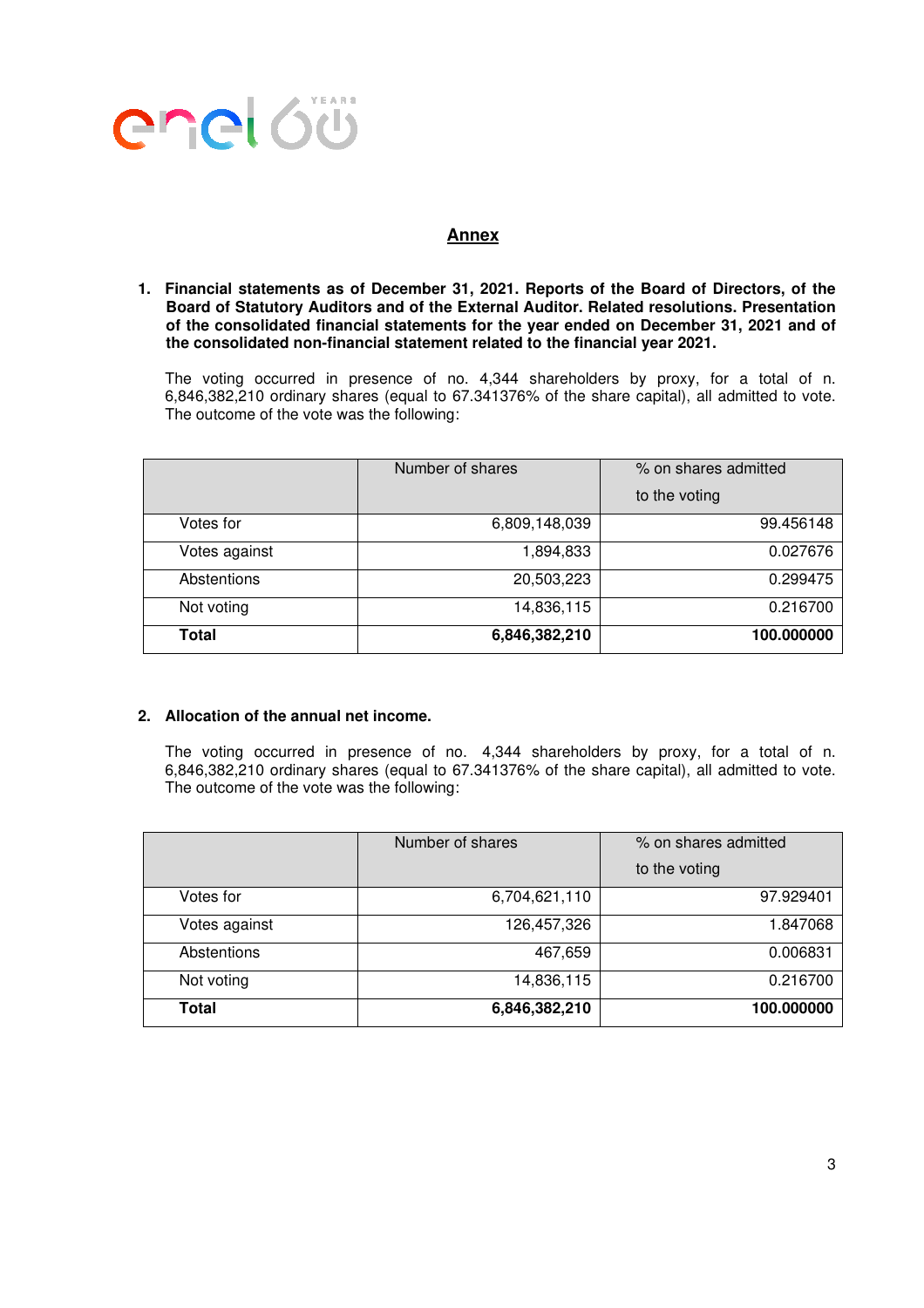## Annex

1. **Financial statements as of December 31, 2021. Reports of the Board of Directors, of the Board of Statutory Auditors and of the External Auditor. Related resolutions. Presentation of the consolidated financial statements for the year ended on December 31, 2021 and of the consolidated non-financial statement related to the financial year 2021.**

   The voting occurred in presence of no. 4,344 shareholders by proxy, for a total of n. 6,846,382,210 ordinary shares (equal to 67.341376% of the share capital), all admitted to vote. The outcome of the vote was the following:

| | Number of shares | % on shares admitted to the voting |
|---|---|---|
| Votes for | 6,809,148,039 | 99.456148 |
| Votes against | 1,894,833 | 0.027676 |
| Abstentions | 20,503,223 | 0.299475 |
| Not voting | 14,836,115 | 0.216700 |
| **Total** | **6,846,382,210** | **100.000000** |

2. **Allocation of the annual net income.**

   The voting occurred in presence of no. 4,344 shareholders by proxy, for a total of n. 6,846,382,210 ordinary shares (equal to 67.341376% of the share capital), all admitted to vote. The outcome of the vote was the following:

| | Number of shares | % on shares admitted to the voting |
|---|---|---|
| Votes for | 6,704,621,110 | 97.929401 |
| Votes against | 126,457,326 | 1.847068 |
| Abstentions | 467,659 | 0.006831 |
| Not voting | 14,836,115 | 0.216700 |
| **Total** | **6,846,382,210** | **100.000000** |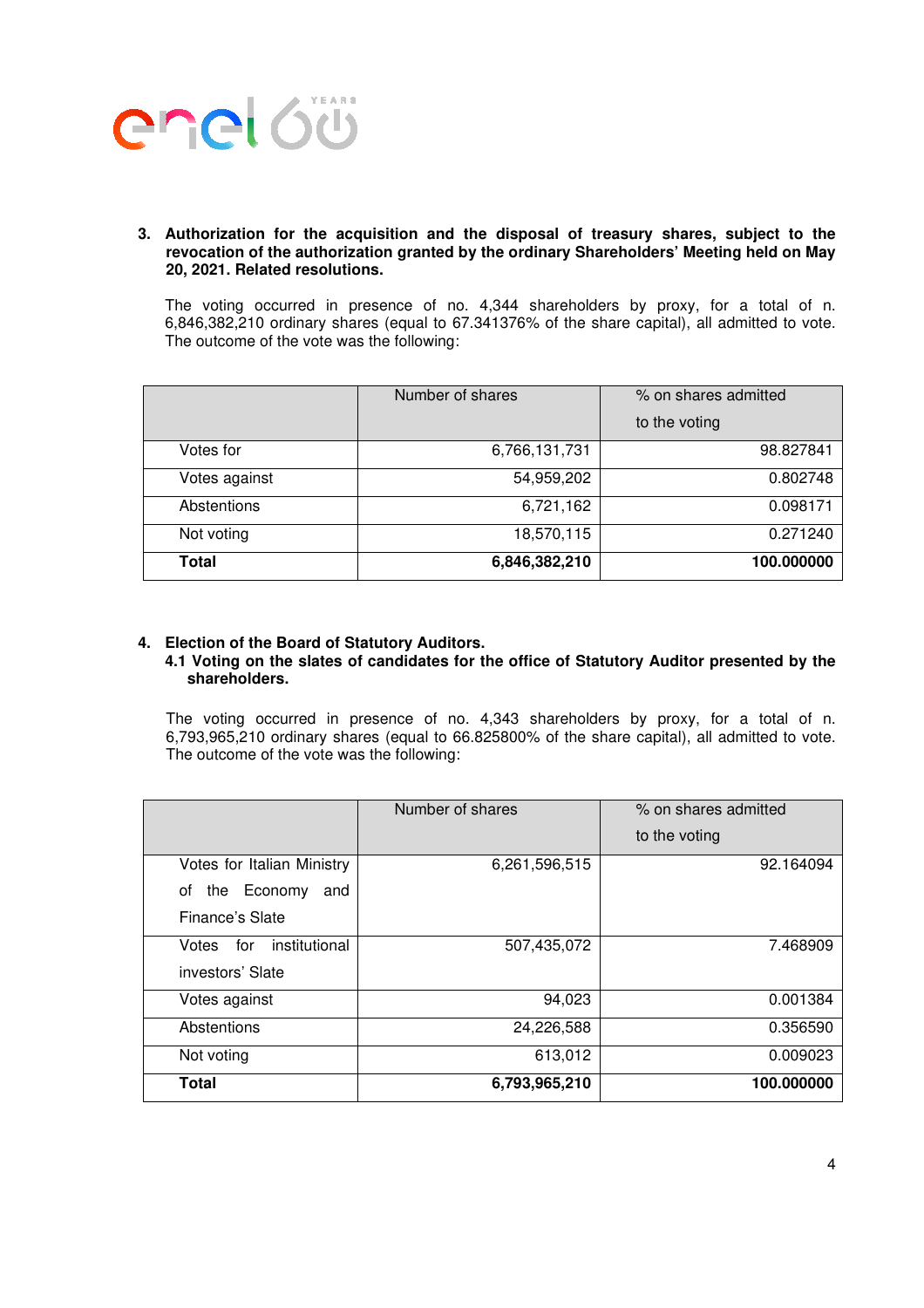**3. Authorization for the acquisition and the disposal of treasury shares, subject to the revocation of the authorization granted by the ordinary Shareholders' Meeting held on May 20, 2021. Related resolutions.**

The voting occurred in presence of no. 4,344 shareholders by proxy, for a total of n. 6,846,382,210 ordinary shares (equal to 67.341376% of the share capital), all admitted to vote. The outcome of the vote was the following:

| | Number of shares | % on shares admitted to the voting |
|---|---|---|
| Votes for | 6,766,131,731 | 98.827841 |
| Votes against | 54,959,202 | 0.802748 |
| Abstentions | 6,721,162 | 0.098171 |
| Not voting | 18,570,115 | 0.271240 |
| **Total** | **6,846,382,210** | **100.000000** |

**4. Election of the Board of Statutory Auditors.**

**4.1 Voting on the slates of candidates for the office of Statutory Auditor presented by the shareholders.**

The voting occurred in presence of no. 4,343 shareholders by proxy, for a total of n. 6,793,965,210 ordinary shares (equal to 66.825800% of the share capital), all admitted to vote. The outcome of the vote was the following:

| | Number of shares | % on shares admitted to the voting |
|---|---|---|
| Votes for Italian Ministry of the Economy and Finance's Slate | 6,261,596,515 | 92.164094 |
| Votes for institutional investors' Slate | 507,435,072 | 7.468909 |
| Votes against | 94,023 | 0.001384 |
| Abstentions | 24,226,588 | 0.356590 |
| Not voting | 613,012 | 0.009023 |
| **Total** | **6,793,965,210** | **100.000000** |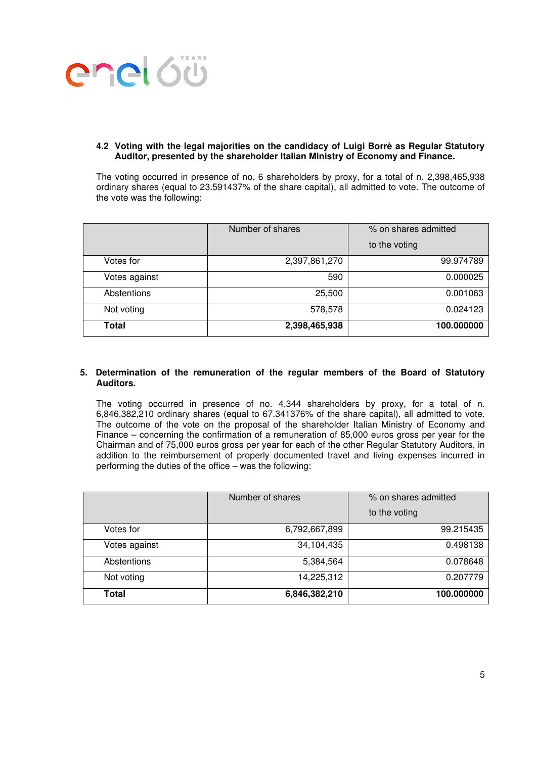**4.2 Voting with the legal majorities on the candidacy of Luigi Borrè as Regular Statutory Auditor, presented by the shareholder Italian Ministry of Economy and Finance.**

The voting occurred in presence of no. 6 shareholders by proxy, for a total of n. 2,398,465,938 ordinary shares (equal to 23.591437% of the share capital), all admitted to vote. The outcome of the vote was the following:

| | Number of shares | % on shares admitted to the voting |
|---|---:|---:|
| Votes for | 2,397,861,270 | 99.974789 |
| Votes against | 590 | 0.000025 |
| Abstentions | 25,500 | 0.001063 |
| Not voting | 578,578 | 0.024123 |
| **Total** | **2,398,465,938** | **100.000000** |

**5. Determination of the remuneration of the regular members of the Board of Statutory Auditors.**

The voting occurred in presence of no. 4,344 shareholders by proxy, for a total of n. 6,846,382,210 ordinary shares (equal to 67.341376% of the share capital), all admitted to vote. The outcome of the vote on the proposal of the shareholder Italian Ministry of Economy and Finance – concerning the confirmation of a remuneration of 85,000 euros gross per year for the Chairman and of 75,000 euros gross per year for each of the other Regular Statutory Auditors, in addition to the reimbursement of properly documented travel and living expenses incurred in performing the duties of the office – was the following:

| | Number of shares | % on shares admitted to the voting |
|---|---:|---:|
| Votes for | 6,792,667,899 | 99.215435 |
| Votes against | 34,104,435 | 0.498138 |
| Abstentions | 5,384,564 | 0.078648 |
| Not voting | 14,225,312 | 0.207779 |
| **Total** | **6,846,382,210** | **100.000000** |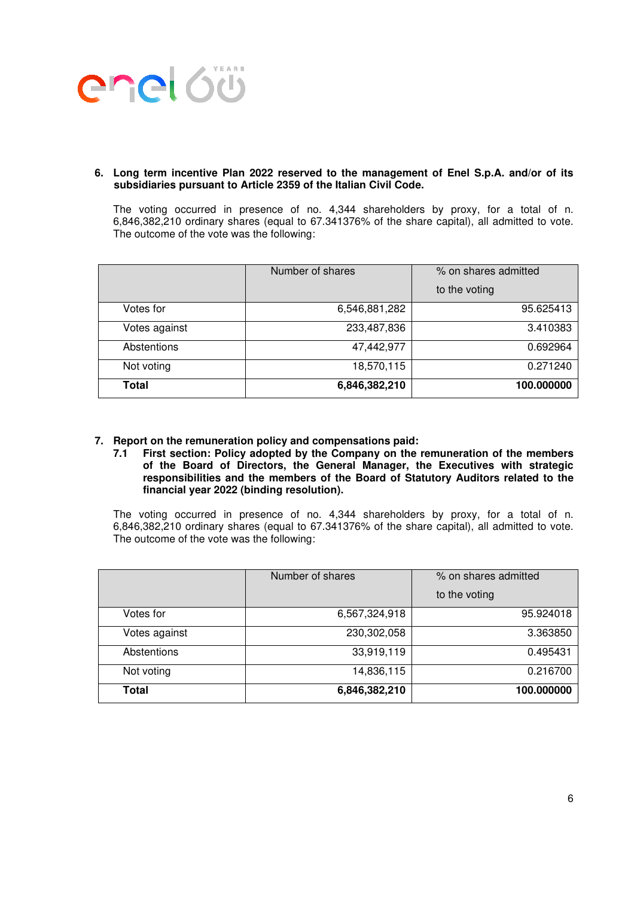6. **Long term incentive Plan 2022 reserved to the management of Enel S.p.A. and/or of its subsidiaries pursuant to Article 2359 of the Italian Civil Code.**

The voting occurred in presence of no. 4,344 shareholders by proxy, for a total of n. 6,846,382,210 ordinary shares (equal to 67.341376% of the share capital), all admitted to vote. The outcome of the vote was the following:

| | Number of shares | % on shares admitted to the voting |
|---|---:|---:|
| Votes for | 6,546,881,282 | 95.625413 |
| Votes against | 233,487,836 | 3.410383 |
| Abstentions | 47,442,977 | 0.692964 |
| Not voting | 18,570,115 | 0.271240 |
| **Total** | **6,846,382,210** | **100.000000** |

7. **Report on the remuneration policy and compensations paid:**
   7.1 **First section: Policy adopted by the Company on the remuneration of the members of the Board of Directors, the General Manager, the Executives with strategic responsibilities and the members of the Board of Statutory Auditors related to the financial year 2022 (binding resolution).**

The voting occurred in presence of no. 4,344 shareholders by proxy, for a total of n. 6,846,382,210 ordinary shares (equal to 67.341376% of the share capital), all admitted to vote. The outcome of the vote was the following:

| | Number of shares | % on shares admitted to the voting |
|---|---:|---:|
| Votes for | 6,567,324,918 | 95.924018 |
| Votes against | 230,302,058 | 3.363850 |
| Abstentions | 33,919,119 | 0.495431 |
| Not voting | 14,836,115 | 0.216700 |
| **Total** | **6,846,382,210** | **100.000000** |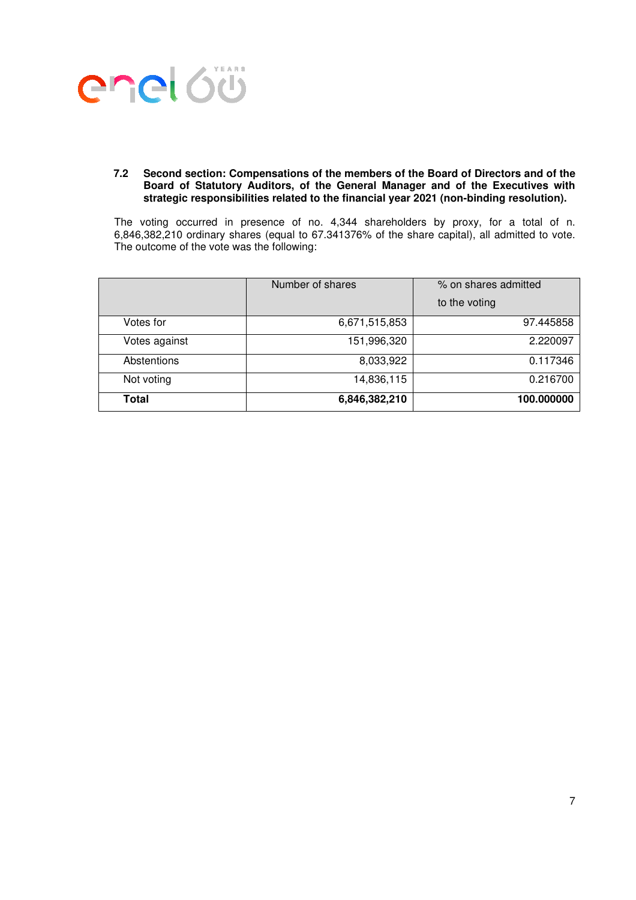### 7.2 Second section: Compensations of the members of the Board of Directors and of the Board of Statutory Auditors, of the General Manager and of the Executives with strategic responsibilities related to the financial year 2021 (non-binding resolution).

The voting occurred in presence of no. 4,344 shareholders by proxy, for a total of n. 6,846,382,210 ordinary shares (equal to 67.341376% of the share capital), all admitted to vote. The outcome of the vote was the following:

| | Number of shares | % on shares admitted to the voting |
|---|---:|---:|
| Votes for | 6,671,515,853 | 97.445858 |
| Votes against | 151,996,320 | 2.220097 |
| Abstentions | 8,033,922 | 0.117346 |
| Not voting | 14,836,115 | 0.216700 |
| **Total** | **6,846,382,210** | **100.000000** |